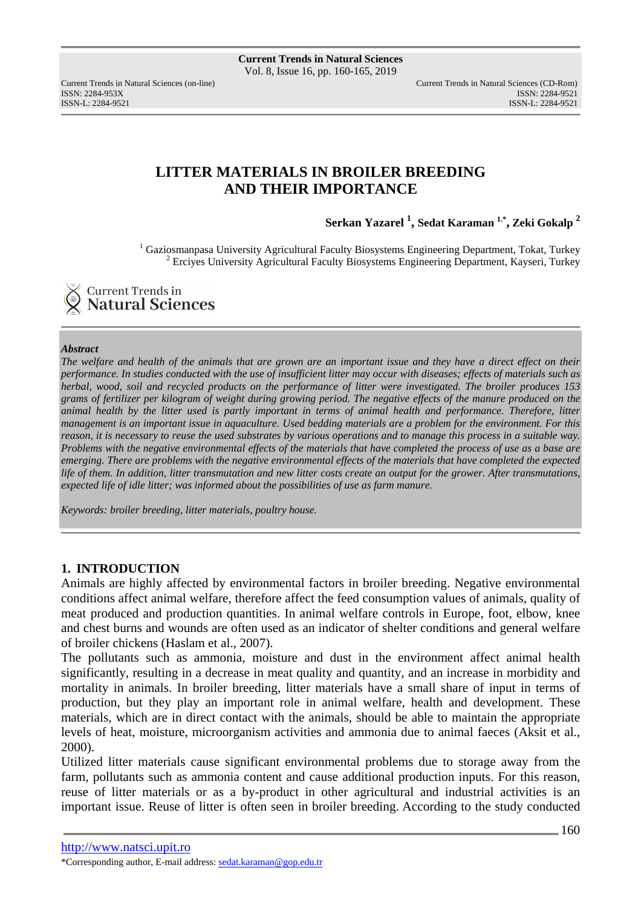# LITTER MATERIALS IN BROILER BREEDING AND THEIR IMPORTANCE

**Serkan Yazarel [1], Sedat Karaman [1,*], Zeki Gokalp [2]**

[1] Gaziosmanpasa University Agricultural Faculty Biosystems Engineering Department, Tokat, Turkey
[2] Erciyes University Agricultural Faculty Biosystems Engineering Department, Kayseri, Turkey

***Abstract***

*The welfare and health of the animals that are grown are an important issue and they have a direct effect on their performance. In studies conducted with the use of insufficient litter may occur with diseases; effects of materials such as herbal, wood, soil and recycled products on the performance of litter were investigated. The broiler produces 153 grams of fertilizer per kilogram of weight during growing period. The negative effects of the manure produced on the animal health by the litter used is partly important in terms of animal health and performance. Therefore, litter management is an important issue in aquaculture. Used bedding materials are a problem for the environment. For this reason, it is necessary to reuse the used substrates by various operations and to manage this process in a suitable way. Problems with the negative environmental effects of the materials that have completed the process of use as a base are emerging. There are problems with the negative environmental effects of the materials that have completed the expected life of them. In addition, litter transmutation and new litter costs create an output for the grower. After transmutations, expected life of idle litter; was informed about the possibilities of use as farm manure.*

*Keywords: broiler breeding, litter materials, poultry house.*

## 1. INTRODUCTION

Animals are highly affected by environmental factors in broiler breeding. Negative environmental conditions affect animal welfare, therefore affect the feed consumption values of animals, quality of meat produced and production quantities. In animal welfare controls in Europe, foot, elbow, knee and chest burns and wounds are often used as an indicator of shelter conditions and general welfare of broiler chickens (Haslam et al., 2007).

The pollutants such as ammonia, moisture and dust in the environment affect animal health significantly, resulting in a decrease in meat quality and quantity, and an increase in morbidity and mortality in animals. In broiler breeding, litter materials have a small share of input in terms of production, but they play an important role in animal welfare, health and development. These materials, which are in direct contact with the animals, should be able to maintain the appropriate levels of heat, moisture, microorganism activities and ammonia due to animal faeces (Aksit et al., 2000).

Utilized litter materials cause significant environmental problems due to storage away from the farm, pollutants such as ammonia content and cause additional production inputs. For this reason, reuse of litter materials or as a by-product in other agricultural and industrial activities is an important issue. Reuse of litter is often seen in broiler breeding. According to the study conducted

*Corresponding author, E-mail address: sedat.karaman@gop.edu.tr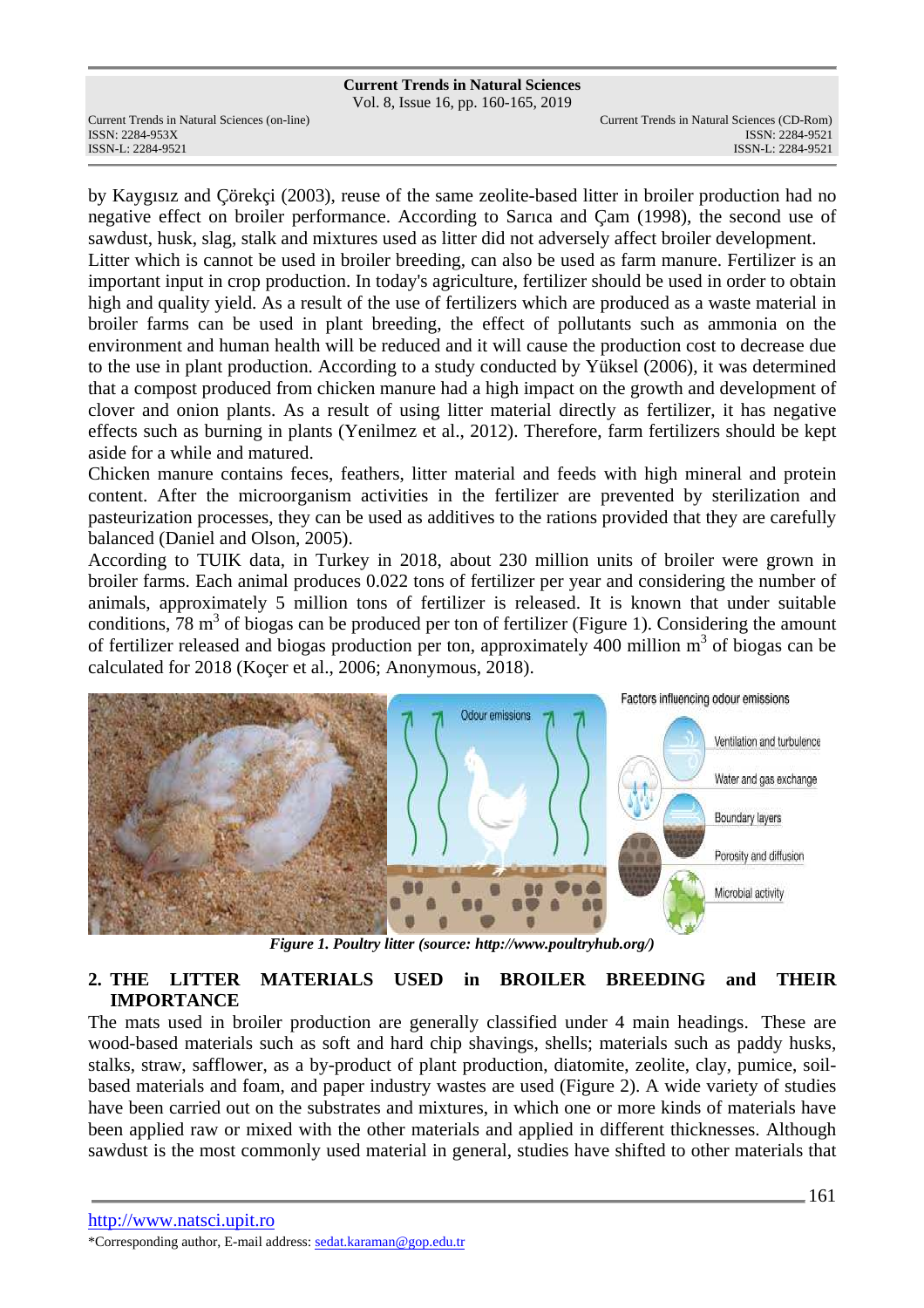by Kaygısız and Çörekçi (2003), reuse of the same zeolite-based litter in broiler production had no negative effect on broiler performance. According to Sarıca and Çam (1998), the second use of sawdust, husk, slag, stalk and mixtures used as litter did not adversely affect broiler development.

Litter which is cannot be used in broiler breeding, can also be used as farm manure. Fertilizer is an important input in crop production. In today's agriculture, fertilizer should be used in order to obtain high and quality yield. As a result of the use of fertilizers which are produced as a waste material in broiler farms can be used in plant breeding, the effect of pollutants such as ammonia on the environment and human health will be reduced and it will cause the production cost to decrease due to the use in plant production. According to a study conducted by Yüksel (2006), it was determined that a compost produced from chicken manure had a high impact on the growth and development of clover and onion plants. As a result of using litter material directly as fertilizer, it has negative effects such as burning in plants (Yenilmez et al., 2012). Therefore, farm fertilizers should be kept aside for a while and matured.

Chicken manure contains feces, feathers, litter material and feeds with high mineral and protein content. After the microorganism activities in the fertilizer are prevented by sterilization and pasteurization processes, they can be used as additives to the rations provided that they are carefully balanced (Daniel and Olson, 2005).

According to TUIK data, in Turkey in 2018, about 230 million units of broiler were grown in broiler farms. Each animal produces 0.022 tons of fertilizer per year and considering the number of animals, approximately 5 million tons of fertilizer is released. It is known that under suitable conditions, 78 $m^3$ of biogas can be produced per ton of fertilizer (Figure 1). Considering the amount of fertilizer released and biogas production per ton, approximately 400 million $m^3$ of biogas can be calculated for 2018 (Koçer et al., 2006; Anonymous, 2018).

*Figure 1. Poultry litter (source: http://www.poultryhub.org/)*

## 2. THE LITTER MATERIALS USED in BROILER BREEDING and THEIR IMPORTANCE

The mats used in broiler production are generally classified under 4 main headings. These are wood-based materials such as soft and hard chip shavings, shells; materials such as paddy husks, stalks, straw, safflower, as a by-product of plant production, diatomite, zeolite, clay, pumice, soil-based materials and foam, and paper industry wastes are used (Figure 2). A wide variety of studies have been carried out on the substrates and mixtures, in which one or more kinds of materials have been applied raw or mixed with the other materials and applied in different thicknesses. Although sawdust is the most commonly used material in general, studies have shifted to other materials that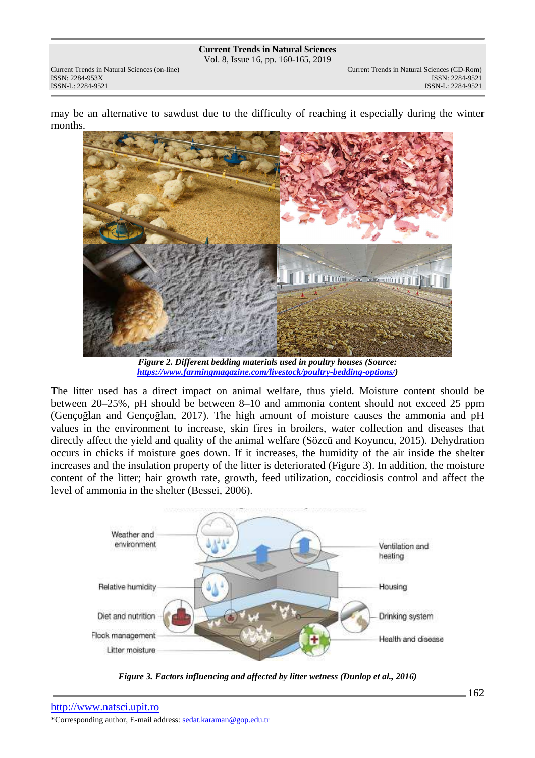may be an alternative to sawdust due to the difficulty of reaching it especially during the winter months.

*Figure 2. Different bedding materials used in poultry houses (Source: https://www.farmingmagazine.com/livestock/poultry-bedding-options/)*

The litter used has a direct impact on animal welfare, thus yield. Moisture content should be between 20–25%, pH should be between 8–10 and ammonia content should not exceed 25 ppm (Gençoğlan and Gençoğlan, 2017). The high amount of moisture causes the ammonia and pH values in the environment to increase, skin fires in broilers, water collection and diseases that directly affect the yield and quality of the animal welfare (Sözcü and Koyuncu, 2015). Dehydration occurs in chicks if moisture goes down. If it increases, the humidity of the air inside the shelter increases and the insulation property of the litter is deteriorated (Figure 3). In addition, the moisture content of the litter; hair growth rate, growth, feed utilization, coccidiosis control and affect the level of ammonia in the shelter (Bessei, 2006).

*Figure 3. Factors influencing and affected by litter wetness (Dunlop et al., 2016)*

http://www.natsci.upit.ro

*Corresponding author, E-mail address: sedat.karaman@gop.edu.tr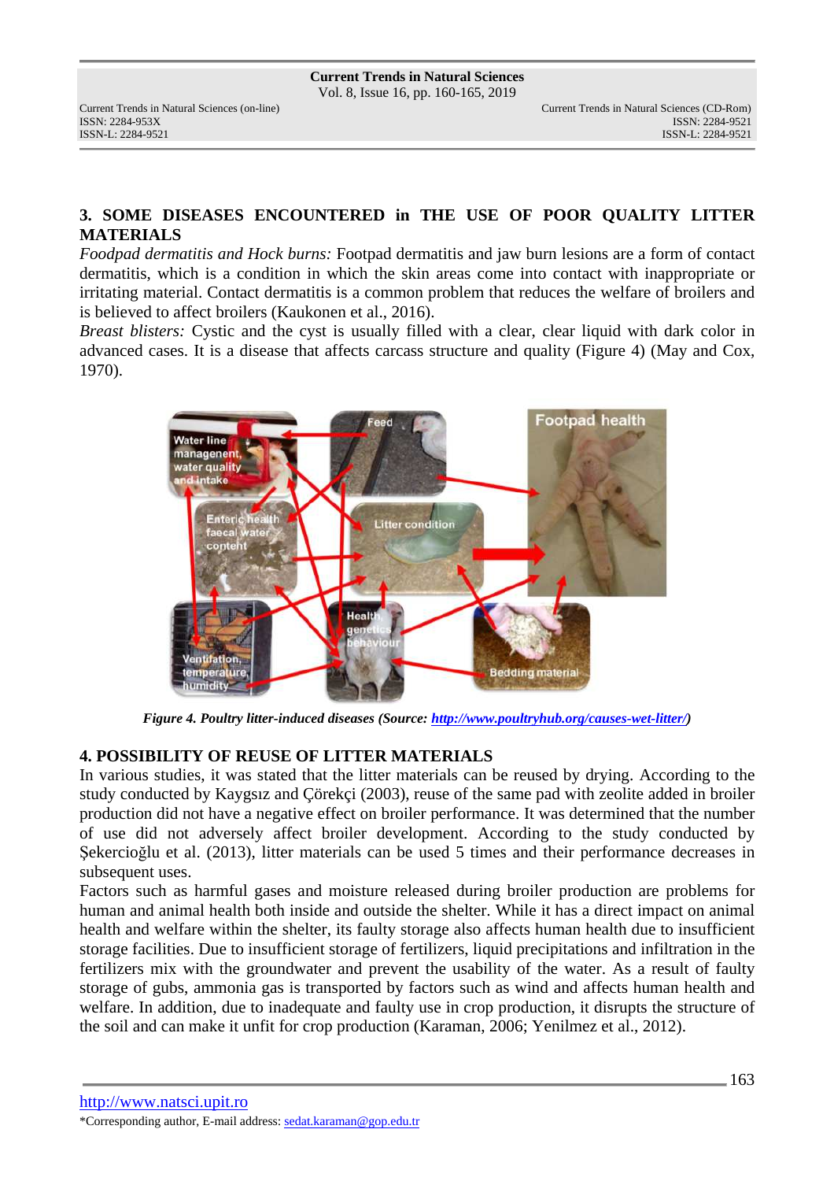## 3. SOME DISEASES ENCOUNTERED in THE USE OF POOR QUALITY LITTER MATERIALS

*Foodpad dermatitis and Hock burns:* Footpad dermatitis and jaw burn lesions are a form of contact dermatitis, which is a condition in which the skin areas come into contact with inappropriate or irritating material. Contact dermatitis is a common problem that reduces the welfare of broilers and is believed to affect broilers (Kaukonen et al., 2016).

*Breast blisters:* Cystic and the cyst is usually filled with a clear, clear liquid with dark color in advanced cases. It is a disease that affects carcass structure and quality (Figure 4) (May and Cox, 1970).

*Figure 4. Poultry litter-induced diseases (Source: http://www.poultryhub.org/causes-wet-litter/)*

## 4. POSSIBILITY OF REUSE OF LITTER MATERIALS

In various studies, it was stated that the litter materials can be reused by drying. According to the study conducted by Kaygısız and Çörekçi (2003), reuse of the same pad with zeolite added in broiler production did not have a negative effect on broiler performance. It was determined that the number of use did not adversely affect broiler development. According to the study conducted by Şekercioğlu et al. (2013), litter materials can be used 5 times and their performance decreases in subsequent uses.

Factors such as harmful gases and moisture released during broiler production are problems for human and animal health both inside and outside the shelter. While it has a direct impact on animal health and welfare within the shelter, its faulty storage also affects human health due to insufficient storage facilities. Due to insufficient storage of fertilizers, liquid precipitations and infiltration in the fertilizers mix with the groundwater and prevent the usability of the water. As a result of faulty storage of gubs, ammonia gas is transported by factors such as wind and affects human health and welfare. In addition, due to inadequate and faulty use in crop production, it disrupts the structure of the soil and can make it unfit for crop production (Karaman, 2006; Yenilmez et al., 2012).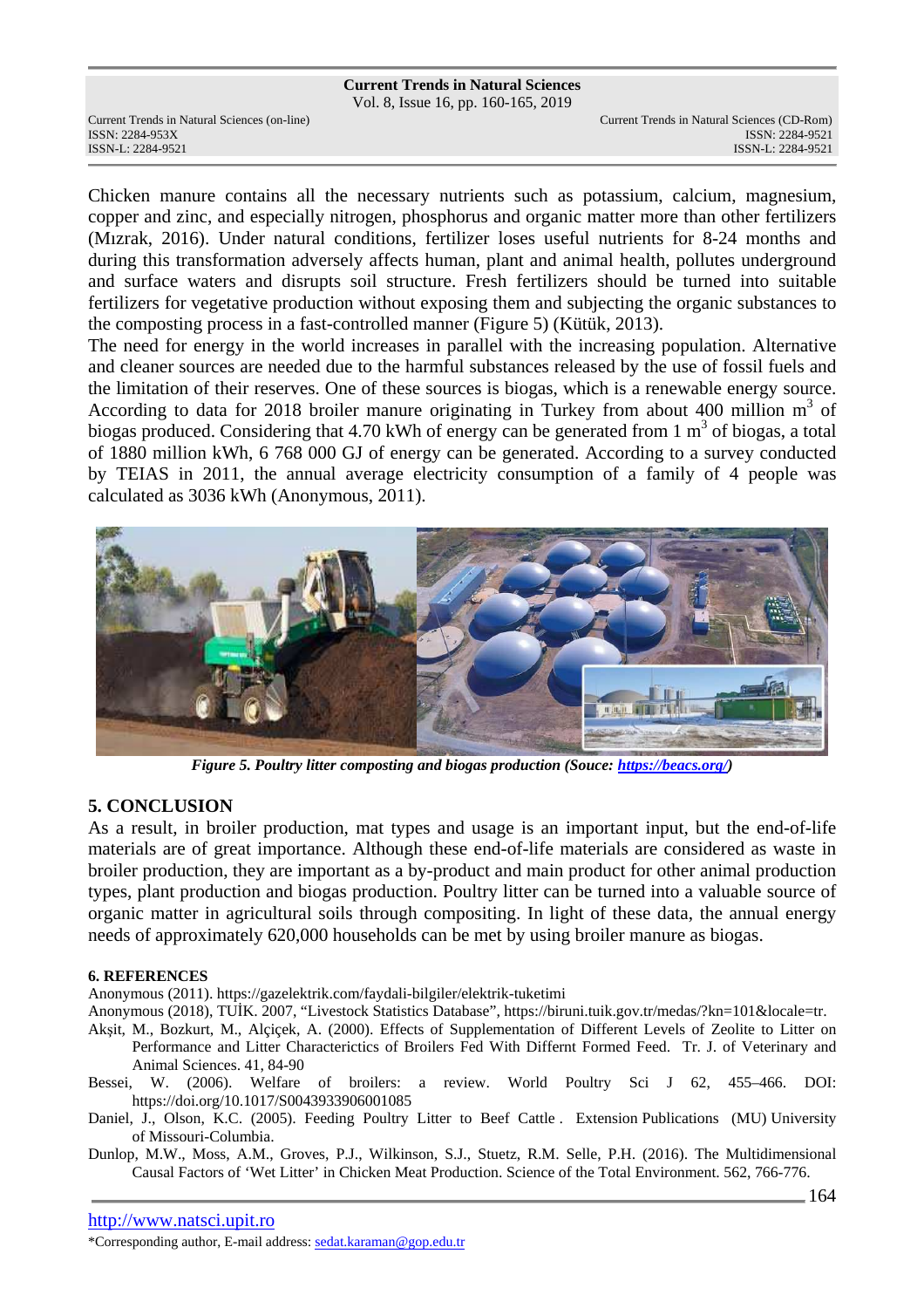Chicken manure contains all the necessary nutrients such as potassium, calcium, magnesium, copper and zinc, and especially nitrogen, phosphorus and organic matter more than other fertilizers (Mızrak, 2016). Under natural conditions, fertilizer loses useful nutrients for 8-24 months and during this transformation adversely affects human, plant and animal health, pollutes underground and surface waters and disrupts soil structure. Fresh fertilizers should be turned into suitable fertilizers for vegetative production without exposing them and subjecting the organic substances to the composting process in a fast-controlled manner (Figure 5) (Kütük, 2013).

The need for energy in the world increases in parallel with the increasing population. Alternative and cleaner sources are needed due to the harmful substances released by the use of fossil fuels and the limitation of their reserves. One of these sources is biogas, which is a renewable energy source. According to data for 2018 broiler manure originating in Turkey from about 400 million $m^3$ of biogas produced. Considering that 4.70 kWh of energy can be generated from 1 $m^3$ of biogas, a total of 1880 million kWh, 6 768 000 GJ of energy can be generated. According to a survey conducted by TEIAS in 2011, the annual average electricity consumption of a family of 4 people was calculated as 3036 kWh (Anonymous, 2011).

*Figure 5. Poultry litter composting and biogas production (Souce: https://beacs.org/)*

## 5. CONCLUSION

As a result, in broiler production, mat types and usage is an important input, but the end-of-life materials are of great importance. Although these end-of-life materials are considered as waste in broiler production, they are important as a by-product and main product for other animal production types, plant production and biogas production. Poultry litter can be turned into a valuable source of organic matter in agricultural soils through compositing. In light of these data, the annual energy needs of approximately 620,000 households can be met by using broiler manure as biogas.

## 6. REFERENCES

Anonymous (2011). https://gazelektrik.com/faydali-bilgiler/elektrik-tuketimi

Anonymous (2018), TUİK. 2007, "Livestock Statistics Database", https://biruni.tuik.gov.tr/medas/?kn=101&locale=tr.

Akşit, M., Bozkurt, M., Alçiçek, A. (2000). Effects of Supplementation of Different Levels of Zeolite to Litter on Performance and Litter Characterictics of Broilers Fed With Differnt Formed Feed. Tr. J. of Veterinary and Animal Sciences. 41, 84-90

Bessei, W. (2006). Welfare of broilers: a review. World Poultry Sci J 62, 455–466. DOI: https://doi.org/10.1017/S0043933906001085

Daniel, J., Olson, K.C. (2005). Feeding Poultry Litter to Beef Cattle . Extension Publications (MU) University of Missouri-Columbia.

Dunlop, M.W., Moss, A.M., Groves, P.J., Wilkinson, S.J., Stuetz, R.M. Selle, P.H. (2016). The Multidimensional Causal Factors of 'Wet Litter' in Chicken Meat Production. Science of the Total Environment. 562, 766-776.

*Corresponding author, E-mail address: sedat.karaman@gop.edu.tr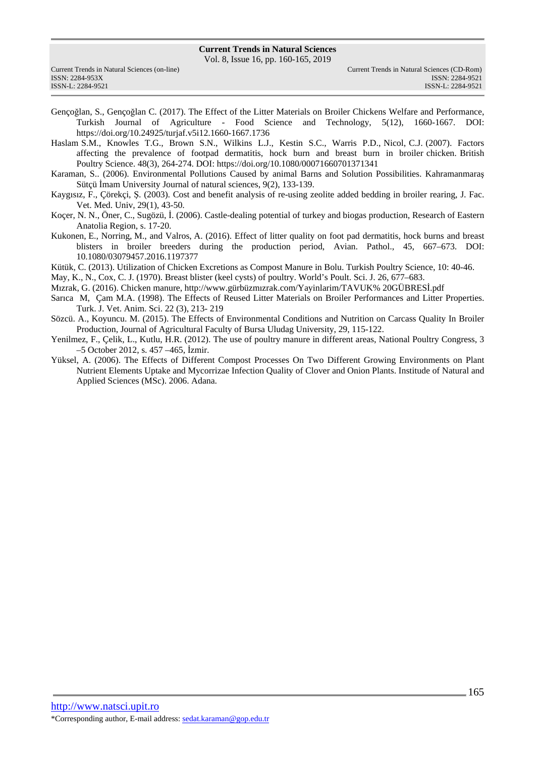Gençoğlan, S., Gençoğlan C. (2017). The Effect of the Litter Materials on Broiler Chickens Welfare and Performance, Turkish Journal of Agriculture - Food Science and Technology, 5(12), 1660-1667. DOI: https://doi.org/10.24925/turjaf.v5i12.1660-1667.1736

Haslam S.M., Knowles T.G., Brown S.N., Wilkins L.J., Kestin S.C., Warris P.D., Nicol, C.J. (2007). Factors affecting the prevalence of footpad dermatitis, hock burn and breast burn in broiler chicken. British Poultry Science. 48(3), 264-274. DOI: https://doi.org/10.1080/00071660701371341

Karaman, S.. (2006). Environmental Pollutions Caused by animal Barns and Solution Possibilities. Kahramanmaraş Sütçü İmam University Journal of natural sciences, 9(2), 133-139.

Kaygısız, F., Çörekçi, Ş. (2003). Cost and benefit analysis of re-using zeolite added bedding in broiler rearing, J. Fac. Vet. Med. Univ, 29(1), 43-50.

Koçer, N. N., Öner, C., Sugözü, İ. (2006). Castle-dealing potential of turkey and biogas production, Research of Eastern Anatolia Region, s. 17-20.

Kukonen, E., Norring, M., and Valros, A. (2016). Effect of litter quality on foot pad dermatitis, hock burns and breast blisters in broiler breeders during the production period, Avian. Pathol., 45, 667–673. DOI: 10.1080/03079457.2016.1197377

Kütük, C. (2013). Utilization of Chicken Excretions as Compost Manure in Bolu. Turkish Poultry Science, 10: 40-46.

May, K., N., Cox, C. J. (1970). Breast blister (keel cysts) of poultry. World's Poult. Sci. J. 26, 677–683.

Mızrak, G. (2016). Chicken manure, http://www.gürbüzmızrak.com/Yayinlarim/TAVUK% 20GÜBRESİ.pdf

Sarıca M, Çam M.A. (1998). The Effects of Reused Litter Materials on Broiler Performances and Litter Properties. Turk. J. Vet. Anim. Sci. 22 (3), 213- 219

Sözcü. A., Koyuncu. M. (2015). The Effects of Environmental Conditions and Nutrition on Carcass Quality In Broiler Production, Journal of Agricultural Faculty of Bursa Uludag University, 29, 115-122.

Yenilmez, F., Çelik, L., Kutlu, H.R. (2012). The use of poultry manure in different areas, National Poultry Congress, 3 –5 October 2012, s. 457 –465, İzmir.

Yüksel, A. (2006). The Effects of Different Compost Processes On Two Different Growing Environments on Plant Nutrient Elements Uptake and Mycorrizae Infection Quality of Clover and Onion Plants. Institude of Natural and Applied Sciences (MSc). 2006. Adana.